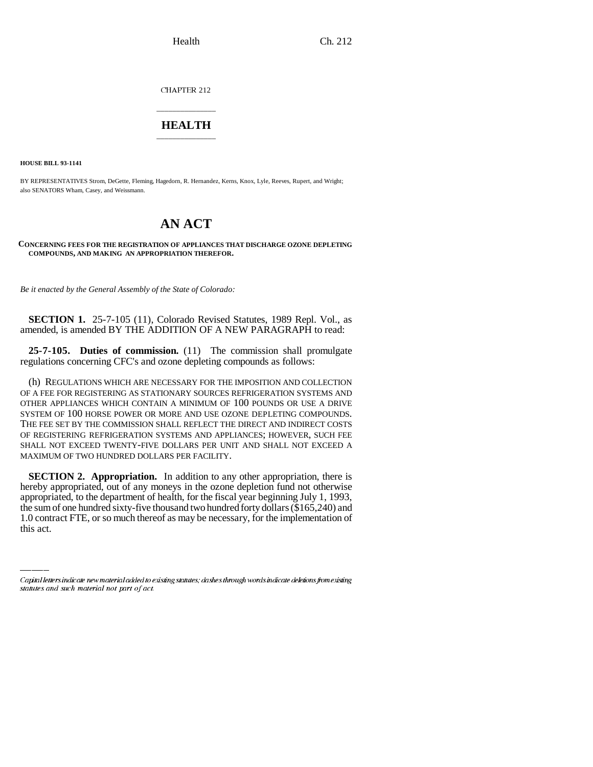CHAPTER 212

# HEALTH

**HOUSE BILL 93-1141**

BY REPRESENTATIVES Strom, DeGette, Fleming, Hagedorn, R. Hernandez, Kerns, Knox, Lyle, Reeves, Rupert, and Wright; also SENATORS Wham, Casey, and Weissmann.

# AN ACT

**CONCERNING FEES FOR THE REGISTRATION OF APPLIANCES THAT DISCHARGE OZONE DEPLETING COMPOUNDS, AND MAKING AN APPROPRIATION THEREFOR.**

*Be it enacted by the General Assembly of the State of Colorado:*

**SECTION 1.** 25-7-105 (11), Colorado Revised Statutes, 1989 Repl. Vol., as amended, is amended BY THE ADDITION OF A NEW PARAGRAPH to read:

**25-7-105. Duties of commission.** (11) The commission shall promulgate regulations concerning CFC's and ozone depleting compounds as follows:

(h) REGULATIONS WHICH ARE NECESSARY FOR THE IMPOSITION AND COLLECTION OF A FEE FOR REGISTERING AS STATIONARY SOURCES REFRIGERATION SYSTEMS AND OTHER APPLIANCES WHICH CONTAIN A MINIMUM OF 100 POUNDS OR USE A DRIVE SYSTEM OF 100 HORSE POWER OR MORE AND USE OZONE DEPLETING COMPOUNDS. THE FEE SET BY THE COMMISSION SHALL REFLECT THE DIRECT AND INDIRECT COSTS OF REGISTERING REFRIGERATION SYSTEMS AND APPLIANCES; HOWEVER, SUCH FEE SHALL NOT EXCEED TWENTY-FIVE DOLLARS PER UNIT AND SHALL NOT EXCEED A MAXIMUM OF TWO HUNDRED DOLLARS PER FACILITY.

**SECTION 2. Appropriation.** In addition to any other appropriation, there is hereby appropriated, out of any moneys in the ozone depletion fund not otherwise appropriated, to the department of health, for the fiscal year beginning July 1, 1993, the sum of one hundred sixty-five thousand two hundred forty dollars ($165,240) and 1.0 contract FTE, or so much thereof as may be necessary, for the implementation of this act.

*Capital letters indicate new material added to existing statutes; dashes through words indicate deletions from existing statutes and such material not part of act.*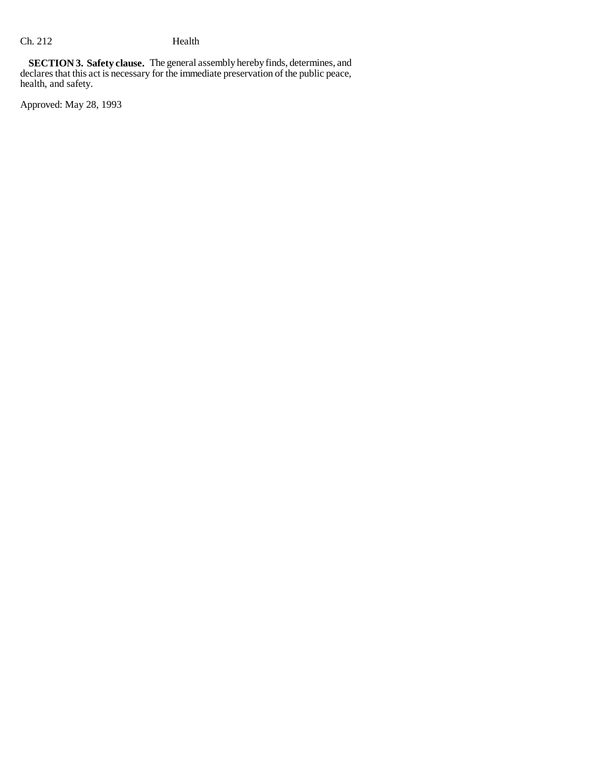**SECTION 3. Safety clause.** The general assembly hereby finds, determines, and declares that this act is necessary for the immediate preservation of the public peace, health, and safety.

Approved: May 28, 1993